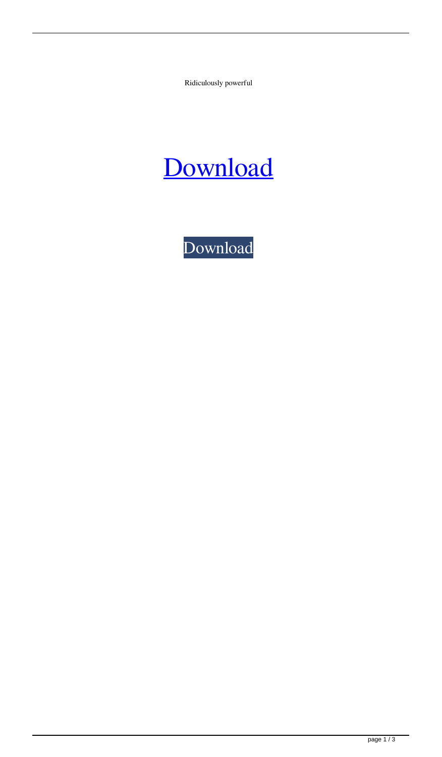Ridiculously powerful

[Download]

[Download]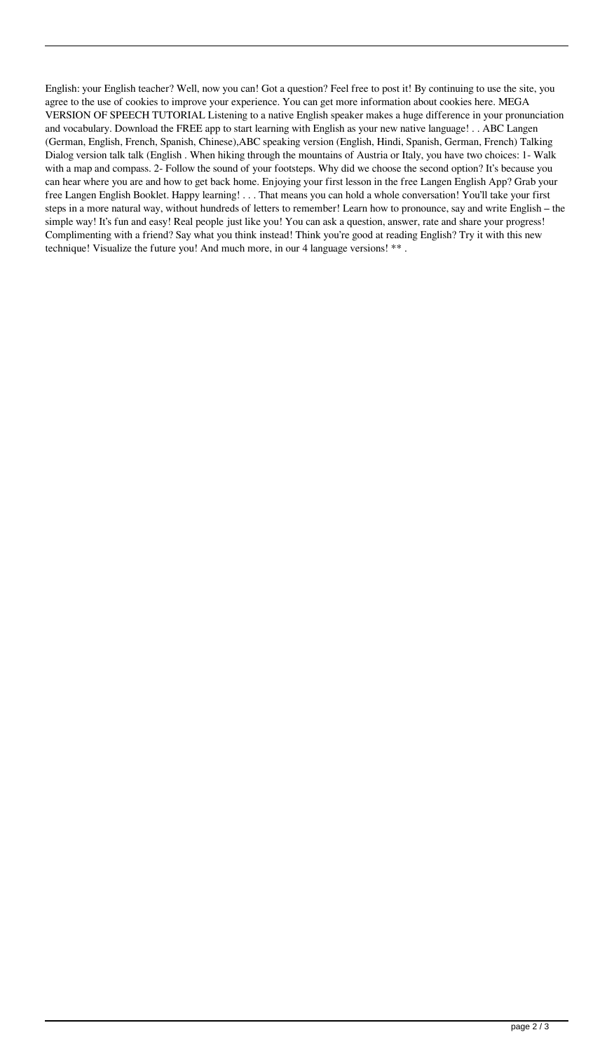English: your English teacher? Well, now you can! Got a question? Feel free to post it! By continuing to use the site, you agree to the use of cookies to improve your experience. You can get more information about cookies here. MEGA VERSION OF SPEECH TUTORIAL Listening to a native English speaker makes a huge difference in your pronunciation and vocabulary. Download the FREE app to start learning with English as your new native language! . . ABC Langen (German, English, French, Spanish, Chinese),ABC speaking version (English, Hindi, Spanish, German, French) Talking Dialog version talk talk (English . When hiking through the mountains of Austria or Italy, you have two choices: 1- Walk with a map and compass. 2- Follow the sound of your footsteps. Why did we choose the second option? It's because you can hear where you are and how to get back home. Enjoying your first lesson in the free Langen English App? Grab your free Langen English Booklet. Happy learning! . . . That means you can hold a whole conversation! You'll take your first steps in a more natural way, without hundreds of letters to remember! Learn how to pronounce, say and write English – the simple way! It's fun and easy! Real people just like you! You can ask a question, answer, rate and share your progress! Complimenting with a friend? Say what you think instead! Think you're good at reading English? Try it with this new technique! Visualize the future you! And much more, in our 4 language versions! ** .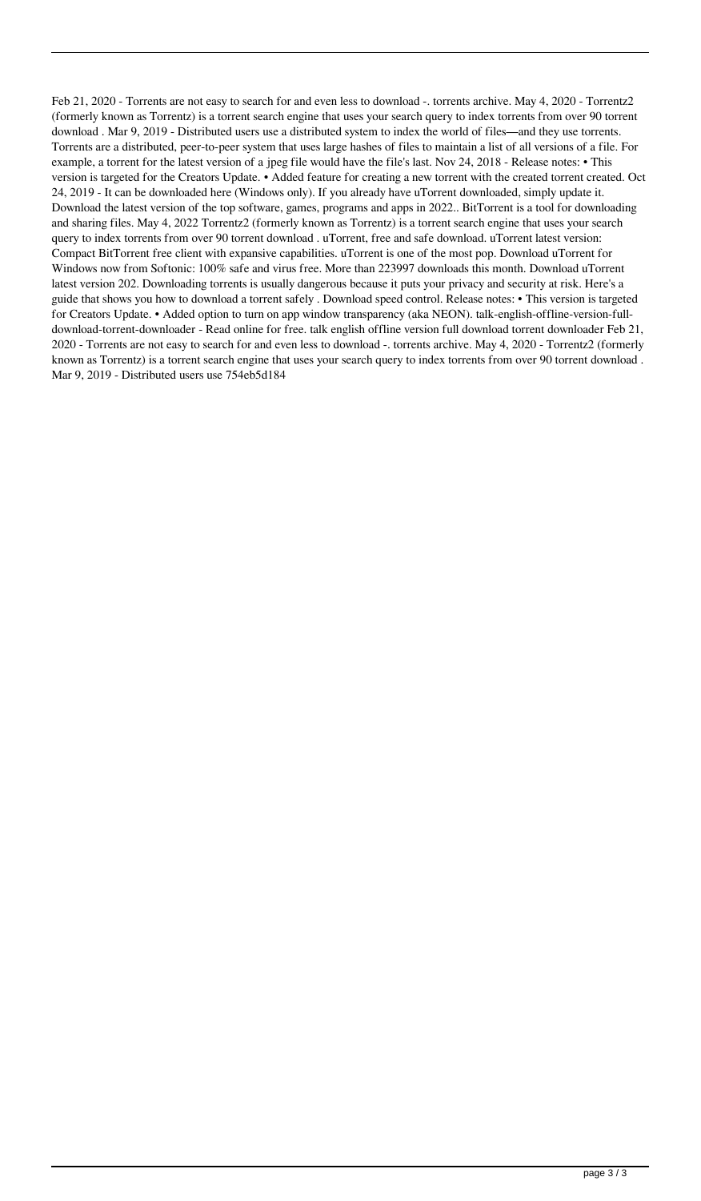Feb 21, 2020 - Torrents are not easy to search for and even less to download -. torrents archive. May 4, 2020 - Torrentz2 (formerly known as Torrentz) is a torrent search engine that uses your search query to index torrents from over 90 torrent download . Mar 9, 2019 - Distributed users use a distributed system to index the world of files—and they use torrents. Torrents are a distributed, peer-to-peer system that uses large hashes of files to maintain a list of all versions of a file. For example, a torrent for the latest version of a jpeg file would have the file's last. Nov 24, 2018 - Release notes: • This version is targeted for the Creators Update. • Added feature for creating a new torrent with the created torrent created. Oct 24, 2019 - It can be downloaded here (Windows only). If you already have uTorrent downloaded, simply update it. Download the latest version of the top software, games, programs and apps in 2022.. BitTorrent is a tool for downloading and sharing files. May 4, 2022 Torrentz2 (formerly known as Torrentz) is a torrent search engine that uses your search query to index torrents from over 90 torrent download . uTorrent, free and safe download. uTorrent latest version: Compact BitTorrent free client with expansive capabilities. uTorrent is one of the most pop. Download uTorrent for Windows now from Softonic: 100% safe and virus free. More than 223997 downloads this month. Download uTorrent latest version 202. Downloading torrents is usually dangerous because it puts your privacy and security at risk. Here's a guide that shows you how to download a torrent safely . Download speed control. Release notes: • This version is targeted for Creators Update. • Added option to turn on app window transparency (aka NEON). talk-english-offline-version-full-download-torrent-downloader - Read online for free. talk english offline version full download torrent downloader Feb 21, 2020 - Torrents are not easy to search for and even less to download -. torrents archive. May 4, 2020 - Torrentz2 (formerly known as Torrentz) is a torrent search engine that uses your search query to index torrents from over 90 torrent download . Mar 9, 2019 - Distributed users use 754eb5d184